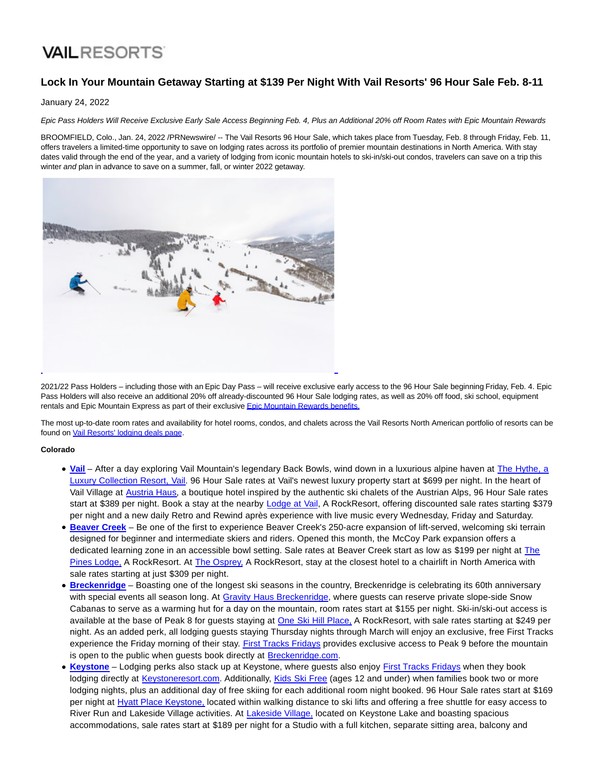VAIL RESORTS

# Lock In Your Mountain Getaway Starting at $139 Per Night With Vail Resorts' 96 Hour Sale Feb. 8-11

January 24, 2022

*Epic Pass Holders Will Receive Exclusive Early Sale Access Beginning Feb. 4, Plus an Additional 20% off Room Rates with Epic Mountain Rewards*

BROOMFIELD, Colo., Jan. 24, 2022 /PRNewswire/ -- The Vail Resorts 96 Hour Sale, which takes place from Tuesday, Feb. 8 through Friday, Feb. 11, offers travelers a limited-time opportunity to save on lodging rates across its portfolio of premier mountain destinations in North America. With stay dates valid through the end of the year, and a variety of lodging from iconic mountain hotels to ski-in/ski-out condos, travelers can save on a trip this winter *and* plan in advance to save on a summer, fall, or winter 2022 getaway.

2021/22 Pass Holders – including those with an Epic Day Pass – will receive exclusive early access to the 96 Hour Sale beginning Friday, Feb. 4. Epic Pass Holders will also receive an additional 20% off already-discounted 96 Hour Sale lodging rates, as well as 20% off food, ski school, equipment rentals and Epic Mountain Express as part of their exclusive Epic Mountain Rewards benefits.

The most up-to-date room rates and availability for hotel rooms, condos, and chalets across the Vail Resorts North American portfolio of resorts can be found on Vail Resorts' lodging deals page.

**Colorado**

- **Vail** – After a day exploring Vail Mountain's legendary Back Bowls, wind down in a luxurious alpine haven at The Hythe, a Luxury Collection Resort, Vail. 96 Hour Sale rates at Vail's newest luxury property start at $699 per night. In the heart of Vail Village at Austria Haus, a boutique hotel inspired by the authentic ski chalets of the Austrian Alps, 96 Hour Sale rates start at $389 per night. Book a stay at the nearby Lodge at Vail, A RockResort, offering discounted sale rates starting $379 per night and a new daily Retro and Rewind après experience with live music every Wednesday, Friday and Saturday.
- **Beaver Creek** – Be one of the first to experience Beaver Creek's 250-acre expansion of lift-served, welcoming ski terrain designed for beginner and intermediate skiers and riders. Opened this month, the McCoy Park expansion offers a dedicated learning zone in an accessible bowl setting. Sale rates at Beaver Creek start as low as $199 per night at The Pines Lodge, A RockResort. At The Osprey, A RockResort, stay at the closest hotel to a chairlift in North America with sale rates starting at just $309 per night.
- **Breckenridge** – Boasting one of the longest ski seasons in the country, Breckenridge is celebrating its 60th anniversary with special events all season long. At Gravity Haus Breckenridge, where guests can reserve private slope-side Snow Cabanas to serve as a warming hut for a day on the mountain, room rates start at $155 per night. Ski-in/ski-out access is available at the base of Peak 8 for guests staying at One Ski Hill Place, A RockResort, with sale rates starting at $249 per night. As an added perk, all lodging guests staying Thursday nights through March will enjoy an exclusive, free First Tracks experience the Friday morning of their stay. First Tracks Fridays provides exclusive access to Peak 9 before the mountain is open to the public when guests book directly at Breckenridge.com.
- **Keystone** – Lodging perks also stack up at Keystone, where guests also enjoy First Tracks Fridays when they book lodging directly at Keystoneresort.com. Additionally, Kids Ski Free (ages 12 and under) when families book two or more lodging nights, plus an additional day of free skiing for each additional room night booked. 96 Hour Sale rates start at $169 per night at Hyatt Place Keystone, located within walking distance to ski lifts and offering a free shuttle for easy access to River Run and Lakeside Village activities. At Lakeside Village, located on Keystone Lake and boasting spacious accommodations, sale rates start at $189 per night for a Studio with a full kitchen, separate sitting area, balcony and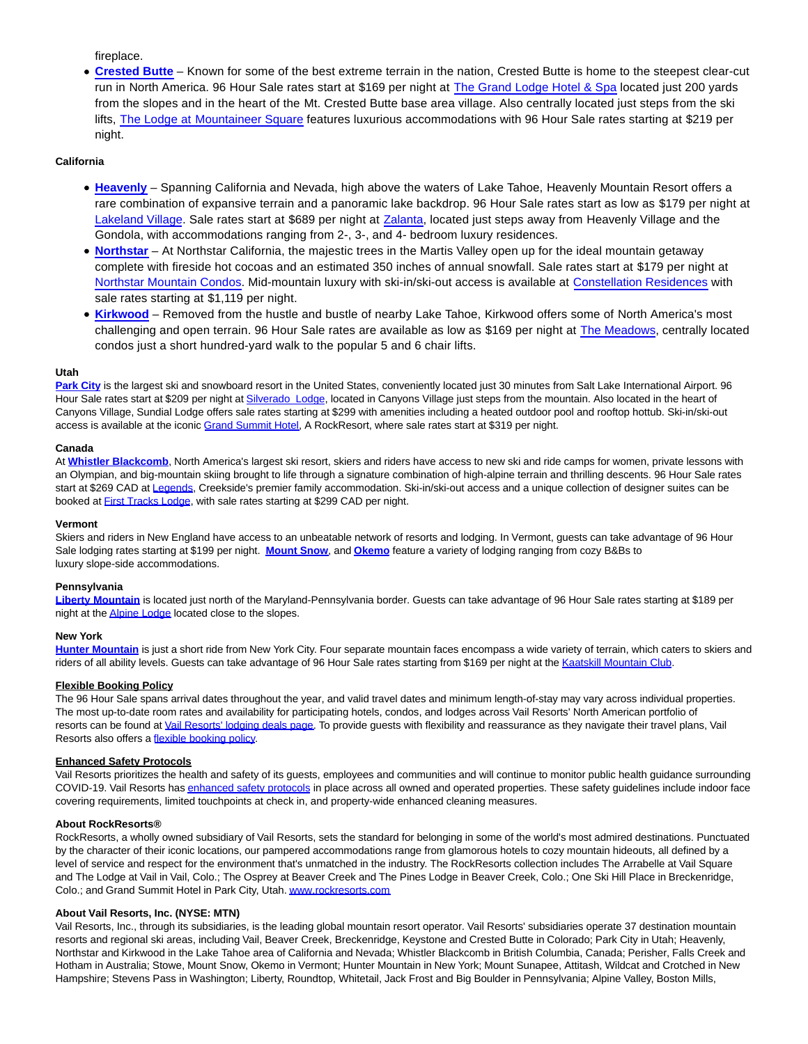fireplace.

- **Crested Butte** – Known for some of the best extreme terrain in the nation, Crested Butte is home to the steepest clear-cut run in North America. 96 Hour Sale rates start at $169 per night at The Grand Lodge Hotel & Spa located just 200 yards from the slopes and in the heart of the Mt. Crested Butte base area village. Also centrally located just steps from the ski lifts, The Lodge at Mountaineer Square features luxurious accommodations with 96 Hour Sale rates starting at $219 per night.

**California**

- **Heavenly** – Spanning California and Nevada, high above the waters of Lake Tahoe, Heavenly Mountain Resort offers a rare combination of expansive terrain and a panoramic lake backdrop. 96 Hour Sale rates start as low as $179 per night at Lakeland Village. Sale rates start at $689 per night at Zalanta, located just steps away from Heavenly Village and the Gondola, with accommodations ranging from 2-, 3-, and 4- bedroom luxury residences.
- **Northstar** – At Northstar California, the majestic trees in the Martis Valley open up for the ideal mountain getaway complete with fireside hot cocoas and an estimated 350 inches of annual snowfall. Sale rates start at $179 per night at Northstar Mountain Condos. Mid-mountain luxury with ski-in/ski-out access is available at Constellation Residences with sale rates starting at $1,119 per night.
- **Kirkwood** – Removed from the hustle and bustle of nearby Lake Tahoe, Kirkwood offers some of North America's most challenging and open terrain. 96 Hour Sale rates are available as low as $169 per night at The Meadows, centrally located condos just a short hundred-yard walk to the popular 5 and 6 chair lifts.

**Utah**

**Park City** is the largest ski and snowboard resort in the United States, conveniently located just 30 minutes from Salt Lake International Airport. 96 Hour Sale rates start at $209 per night at Silverado Lodge, located in Canyons Village just steps from the mountain. Also located in the heart of Canyons Village, Sundial Lodge offers sale rates starting at $299 with amenities including a heated outdoor pool and rooftop hottub. Ski-in/ski-out access is available at the iconic Grand Summit Hotel, A RockResort, where sale rates start at $319 per night.

**Canada**

At **Whistler Blackcomb**, North America's largest ski resort, skiers and riders have access to new ski and ride camps for women, private lessons with an Olympian, and big-mountain skiing brought to life through a signature combination of high-alpine terrain and thrilling descents. 96 Hour Sale rates start at $269 CAD at Legends, Creekside's premier family accommodation. Ski-in/ski-out access and a unique collection of designer suites can be booked at First Tracks Lodge, with sale rates starting at $299 CAD per night.

**Vermont**

Skiers and riders in New England have access to an unbeatable network of resorts and lodging. In Vermont, guests can take advantage of 96 Hour Sale lodging rates starting at $199 per night. **Mount Snow**, and **Okemo** feature a variety of lodging ranging from cozy B&Bs to luxury slope-side accommodations.

**Pennsylvania**

**Liberty Mountain** is located just north of the Maryland-Pennsylvania border. Guests can take advantage of 96 Hour Sale rates starting at $189 per night at the Alpine Lodge located close to the slopes.

**New York**

**Hunter Mountain** is just a short ride from New York City. Four separate mountain faces encompass a wide variety of terrain, which caters to skiers and riders of all ability levels. Guests can take advantage of 96 Hour Sale rates starting from $169 per night at the Kaatskill Mountain Club.

**Flexible Booking Policy**

The 96 Hour Sale spans arrival dates throughout the year, and valid travel dates and minimum length-of-stay may vary across individual properties. The most up-to-date room rates and availability for participating hotels, condos, and lodges across Vail Resorts' North American portfolio of resorts can be found at Vail Resorts' lodging deals page. To provide guests with flexibility and reassurance as they navigate their travel plans, Vail Resorts also offers a flexible booking policy.

**Enhanced Safety Protocols**

Vail Resorts prioritizes the health and safety of its guests, employees and communities and will continue to monitor public health guidance surrounding COVID-19. Vail Resorts has enhanced safety protocols in place across all owned and operated properties. These safety guidelines include indoor face covering requirements, limited touchpoints at check in, and property-wide enhanced cleaning measures.

**About RockResorts®**

RockResorts, a wholly owned subsidiary of Vail Resorts, sets the standard for belonging in some of the world's most admired destinations. Punctuated by the character of their iconic locations, our pampered accommodations range from glamorous hotels to cozy mountain hideouts, all defined by a level of service and respect for the environment that's unmatched in the industry. The RockResorts collection includes The Arrabelle at Vail Square and The Lodge at Vail in Vail, Colo.; The Osprey at Beaver Creek and The Pines Lodge in Beaver Creek, Colo.; One Ski Hill Place in Breckenridge, Colo.; and Grand Summit Hotel in Park City, Utah. www.rockresorts.com

**About Vail Resorts, Inc. (NYSE: MTN)**

Vail Resorts, Inc., through its subsidiaries, is the leading global mountain resort operator. Vail Resorts' subsidiaries operate 37 destination mountain resorts and regional ski areas, including Vail, Beaver Creek, Breckenridge, Keystone and Crested Butte in Colorado; Park City in Utah; Heavenly, Northstar and Kirkwood in the Lake Tahoe area of California and Nevada; Whistler Blackcomb in British Columbia, Canada; Perisher, Falls Creek and Hotham in Australia; Stowe, Mount Snow, Okemo in Vermont; Hunter Mountain in New York; Mount Sunapee, Attitash, Wildcat and Crotched in New Hampshire; Stevens Pass in Washington; Liberty, Roundtop, Whitetail, Jack Frost and Big Boulder in Pennsylvania; Alpine Valley, Boston Mills,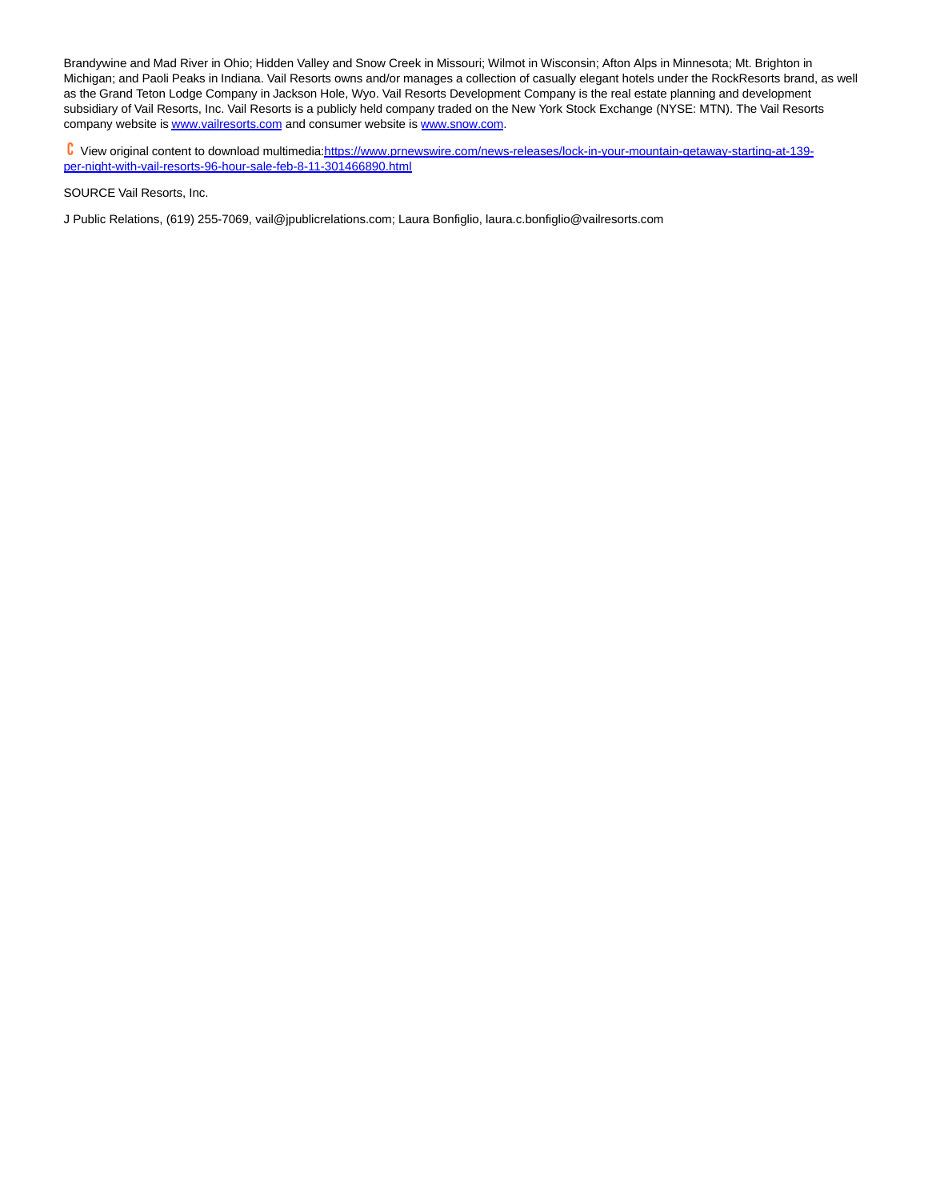Brandywine and Mad River in Ohio; Hidden Valley and Snow Creek in Missouri; Wilmot in Wisconsin; Afton Alps in Minnesota; Mt. Brighton in Michigan; and Paoli Peaks in Indiana. Vail Resorts owns and/or manages a collection of casually elegant hotels under the RockResorts brand, as well as the Grand Teton Lodge Company in Jackson Hole, Wyo. Vail Resorts Development Company is the real estate planning and development subsidiary of Vail Resorts, Inc. Vail Resorts is a publicly held company traded on the New York Stock Exchange (NYSE: MTN). The Vail Resorts company website is www.vailresorts.com and consumer website is www.snow.com.

View original content to download multimedia:https://www.prnewswire.com/news-releases/lock-in-your-mountain-getaway-starting-at-139-per-night-with-vail-resorts-96-hour-sale-feb-8-11-301466890.html

SOURCE Vail Resorts, Inc.

J Public Relations, (619) 255-7069, vail@jpublicrelations.com; Laura Bonfiglio, laura.c.bonfiglio@vailresorts.com